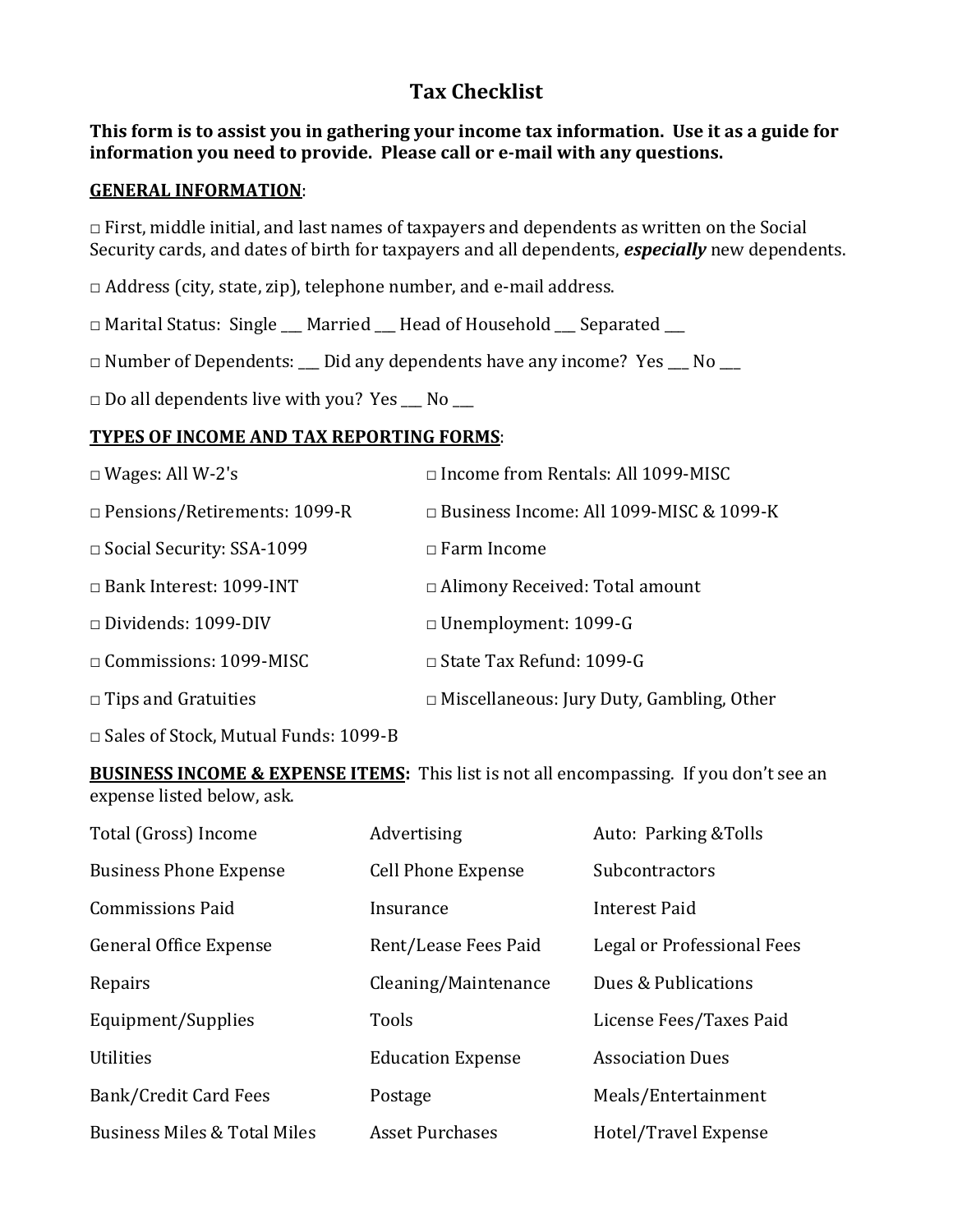# Tax Checklist

**This form is to assist you in gathering your income tax information. Use it as a guide for information you need to provide. Please call or e-mail with any questions.**

**<u>GENERAL INFORMATION</u>**:

□ First, middle initial, and last names of taxpayers and dependents as written on the Social Security cards, and dates of birth for taxpayers and all dependents, ***especially*** new dependents.

□ Address (city, state, zip), telephone number, and e-mail address.

□ Marital Status: Single ___ Married ___ Head of Household ___ Separated ___

□ Number of Dependents: ___ Did any dependents have any income? Yes ___ No ___

□ Do all dependents live with you? Yes ___ No ___

**<u>TYPES OF INCOME AND TAX REPORTING FORMS</u>**:

| | |
|---|---|
| □ Wages: All W-2's | □ Income from Rentals: All 1099-MISC |
| □ Pensions/Retirements: 1099-R | □ Business Income: All 1099-MISC & 1099-K |
| □ Social Security: SSA-1099 | □ Farm Income |
| □ Bank Interest: 1099-INT | □ Alimony Received: Total amount |
| □ Dividends: 1099-DIV | □ Unemployment: 1099-G |
| □ Commissions: 1099-MISC | □ State Tax Refund: 1099-G |
| □ Tips and Gratuities | □ Miscellaneous: Jury Duty, Gambling, Other |
| □ Sales of Stock, Mutual Funds: 1099-B | |

**<u>BUSINESS INCOME & EXPENSE ITEMS</u>:** This list is not all encompassing. If you don't see an expense listed below, ask.

| | | |
|---|---|---|
| Total (Gross) Income | Advertising | Auto: Parking &Tolls |
| Business Phone Expense | Cell Phone Expense | Subcontractors |
| Commissions Paid | Insurance | Interest Paid |
| General Office Expense | Rent/Lease Fees Paid | Legal or Professional Fees |
| Repairs | Cleaning/Maintenance | Dues & Publications |
| Equipment/Supplies | Tools | License Fees/Taxes Paid |
| Utilities | Education Expense | Association Dues |
| Bank/Credit Card Fees | Postage | Meals/Entertainment |
| Business Miles & Total Miles | Asset Purchases | Hotel/Travel Expense |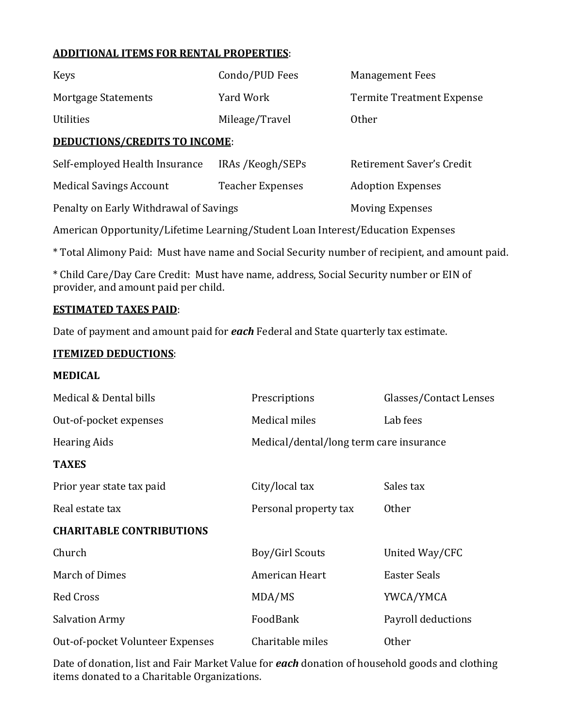**ADDITIONAL ITEMS FOR RENTAL PROPERTIES**:

| | | |
|---|---|---|
| Keys | Condo/PUD Fees | Management Fees |
| Mortgage Statements | Yard Work | Termite Treatment Expense |
| Utilities | Mileage/Travel | Other |

**DEDUCTIONS/CREDITS TO INCOME**:

| | | |
|---|---|---|
| Self-employed Health Insurance | IRAs /Keogh/SEPs | Retirement Saver's Credit |
| Medical Savings Account | Teacher Expenses | Adoption Expenses |
| Penalty on Early Withdrawal of Savings | | Moving Expenses |

American Opportunity/Lifetime Learning/Student Loan Interest/Education Expenses

* Total Alimony Paid: Must have name and Social Security number of recipient, and amount paid.

* Child Care/Day Care Credit: Must have name, address, Social Security number or EIN of provider, and amount paid per child.

**ESTIMATED TAXES PAID**:

Date of payment and amount paid for ***each*** Federal and State quarterly tax estimate.

**ITEMIZED DEDUCTIONS**:

**MEDICAL**

| | | |
|---|---|---|
| Medical & Dental bills | Prescriptions | Glasses/Contact Lenses |
| Out-of-pocket expenses | Medical miles | Lab fees |
| Hearing Aids | Medical/dental/long term care insurance | |

**TAXES**

| | | |
|---|---|---|
| Prior year state tax paid | City/local tax | Sales tax |
| Real estate tax | Personal property tax | Other |

**CHARITABLE CONTRIBUTIONS**

| | | |
|---|---|---|
| Church | Boy/Girl Scouts | United Way/CFC |
| March of Dimes | American Heart | Easter Seals |
| Red Cross | MDA/MS | YWCA/YMCA |
| Salvation Army | FoodBank | Payroll deductions |
| Out-of-pocket Volunteer Expenses | Charitable miles | Other |

Date of donation, list and Fair Market Value for ***each*** donation of household goods and clothing items donated to a Charitable Organizations.